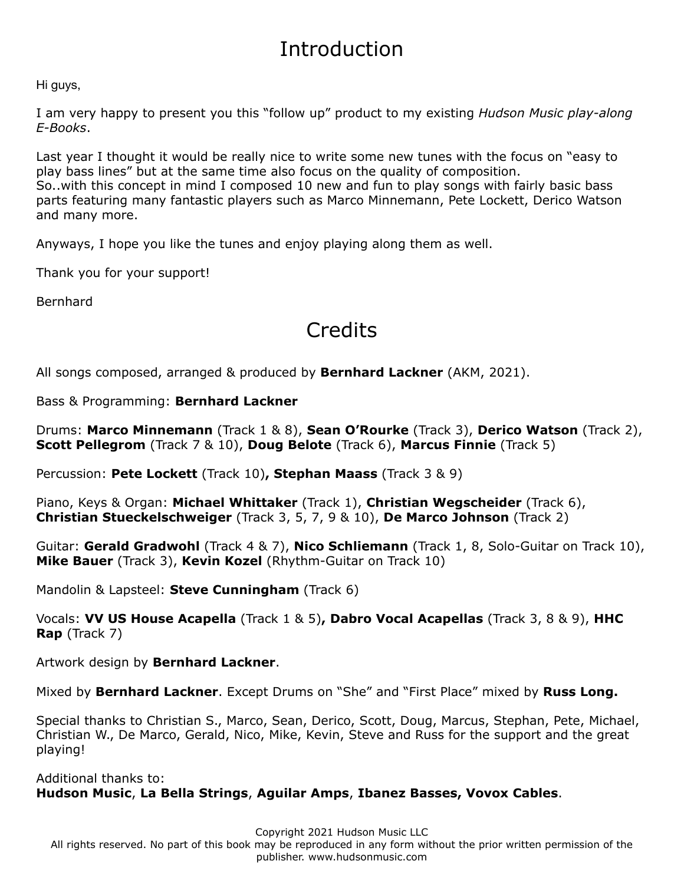# Introduction

Hi guys,

I am very happy to present you this "follow up" product to my existing *Hudson Music play-along E-Books*.

Last year I thought it would be really nice to write some new tunes with the focus on "easy to play bass lines" but at the same time also focus on the quality of composition.
So..with this concept in mind I composed 10 new and fun to play songs with fairly basic bass parts featuring many fantastic players such as Marco Minnemann, Pete Lockett, Derico Watson and many more.

Anyways, I hope you like the tunes and enjoy playing along them as well.

Thank you for your support!

Bernhard

# Credits

All songs composed, arranged & produced by **Bernhard Lackner** (AKM, 2021).

Bass & Programming: **Bernhard Lackner**

Drums: **Marco Minnemann** (Track 1 & 8), **Sean O'Rourke** (Track 3), **Derico Watson** (Track 2), **Scott Pellegrom** (Track 7 & 10), **Doug Belote** (Track 6), **Marcus Finnie** (Track 5)

Percussion: **Pete Lockett** (Track 10)**, Stephan Maass** (Track 3 & 9)

Piano, Keys & Organ: **Michael Whittaker** (Track 1), **Christian Wegscheider** (Track 6), **Christian Stueckelschweiger** (Track 3, 5, 7, 9 & 10), **De Marco Johnson** (Track 2)

Guitar: **Gerald Gradwohl** (Track 4 & 7), **Nico Schliemann** (Track 1, 8, Solo-Guitar on Track 10), **Mike Bauer** (Track 3), **Kevin Kozel** (Rhythm-Guitar on Track 10)

Mandolin & Lapsteel: **Steve Cunningham** (Track 6)

Vocals: **VV US House Acapella** (Track 1 & 5)**, Dabro Vocal Acapellas** (Track 3, 8 & 9), **HHC Rap** (Track 7)

Artwork design by **Bernhard Lackner**.

Mixed by **Bernhard Lackner**. Except Drums on "She" and "First Place" mixed by **Russ Long.**

Special thanks to Christian S., Marco, Sean, Derico, Scott, Doug, Marcus, Stephan, Pete, Michael, Christian W., De Marco, Gerald, Nico, Mike, Kevin, Steve and Russ for the support and the great playing!

Additional thanks to:
**Hudson Music**, **La Bella Strings**, **Aguilar Amps**, **Ibanez Basses, Vovox Cables**.

Copyright 2021 Hudson Music LLC
All rights reserved. No part of this book may be reproduced in any form without the prior written permission of the publisher. www.hudsonmusic.com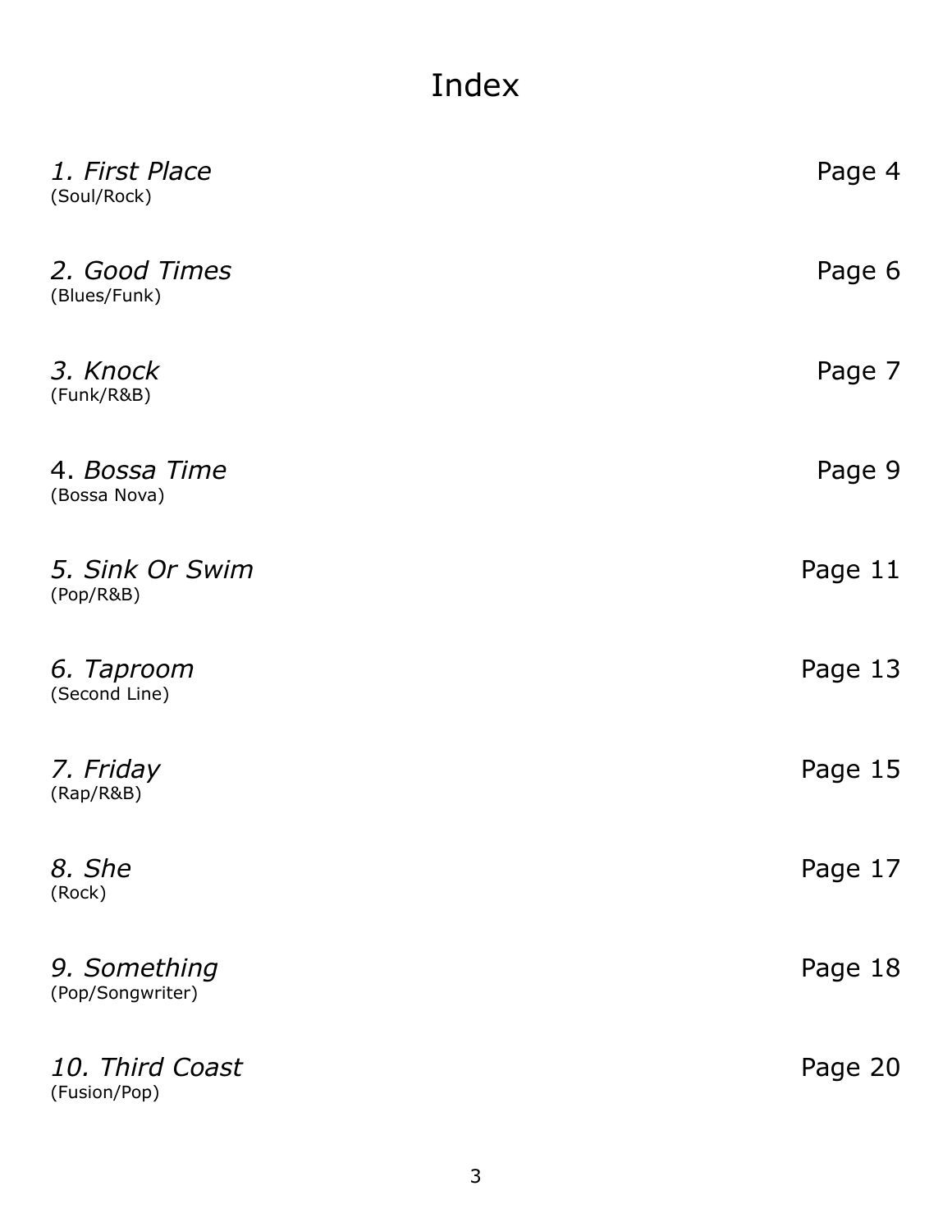# Index

*1. First Place* Page 4
(Soul/Rock)

*2. Good Times* Page 6
(Blues/Funk)

*3. Knock* Page 7
(Funk/R&B)

4. *Bossa Time* Page 9
(Bossa Nova)

*5. Sink Or Swim* Page 11
(Pop/R&B)

*6. Taproom* Page 13
(Second Line)

*7. Friday* Page 15
(Rap/R&B)

*8. She* Page 17
(Rock)

*9. Something* Page 18
(Pop/Songwriter)

*10. Third Coast* Page 20
(Fusion/Pop)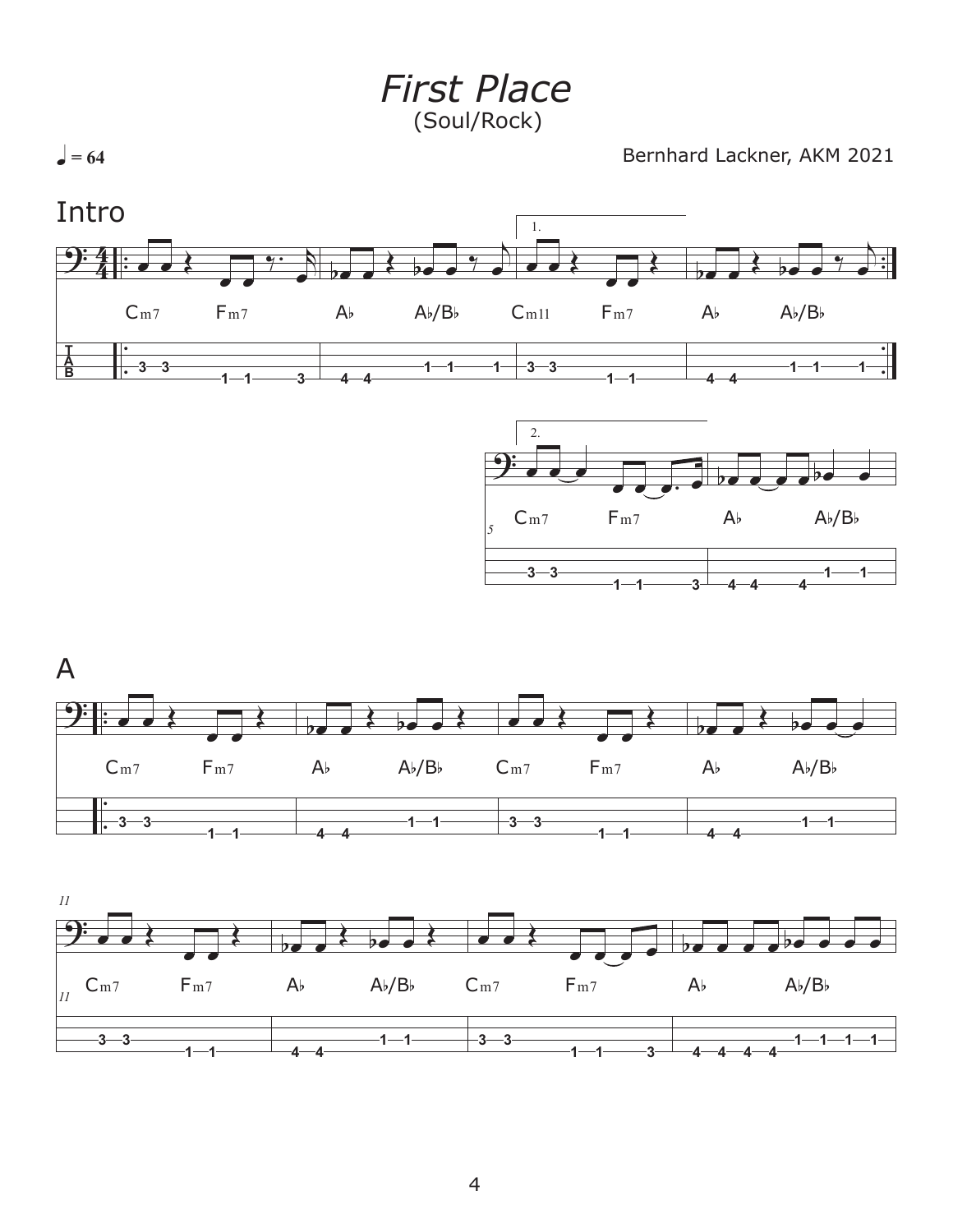# *First Place*

(Soul/Rock)

♩ = 64

Bernhard Lackner, AKM 2021

## Intro

Cm7 Fm7 | A♭ A♭/B♭ | 1. Cm11 Fm7 | A♭ A♭/B♭ :|

2. Cm7 Fm7 | A♭ A♭/B♭

## A

Cm7 Fm7 | A♭ A♭/B♭ | Cm7 Fm7 | A♭ A♭/B♭

Cm7 Fm7 | A♭ A♭/B♭ | Cm7 Fm7 | A♭ A♭/B♭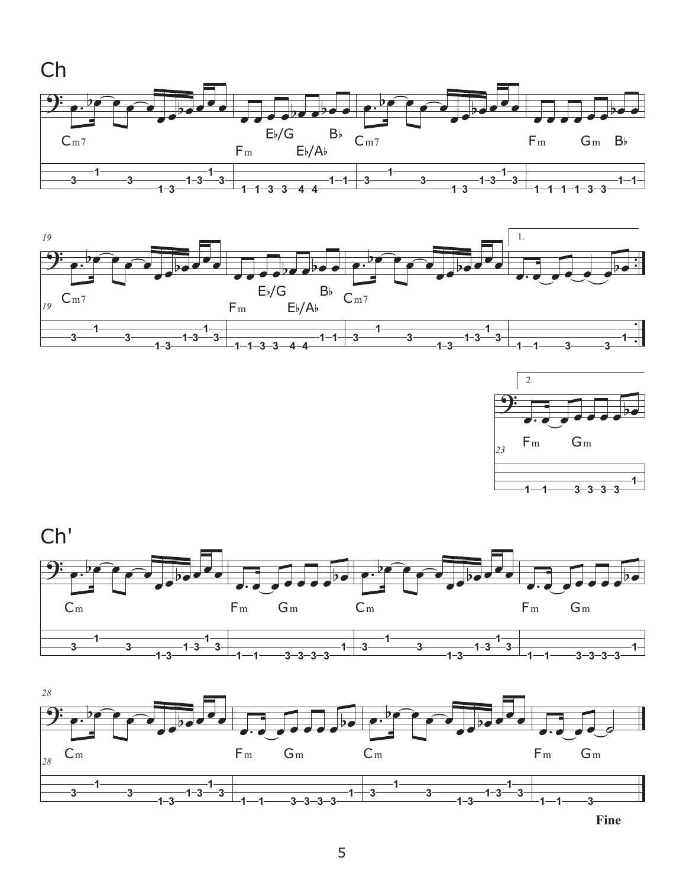## Ch

Cm7 | Fm E♭/G E♭/A♭ B♭ | Cm7 | Fm Gm B♭

19

Cm7 | Fm E♭/G E♭/A♭ B♭ | Cm7 | 1.

2.

23

Fm Gm

## Ch'

Cm | Fm Gm | Cm | Fm Gm

28

Cm | Fm Gm | Cm | Fm Gm

**Fine**